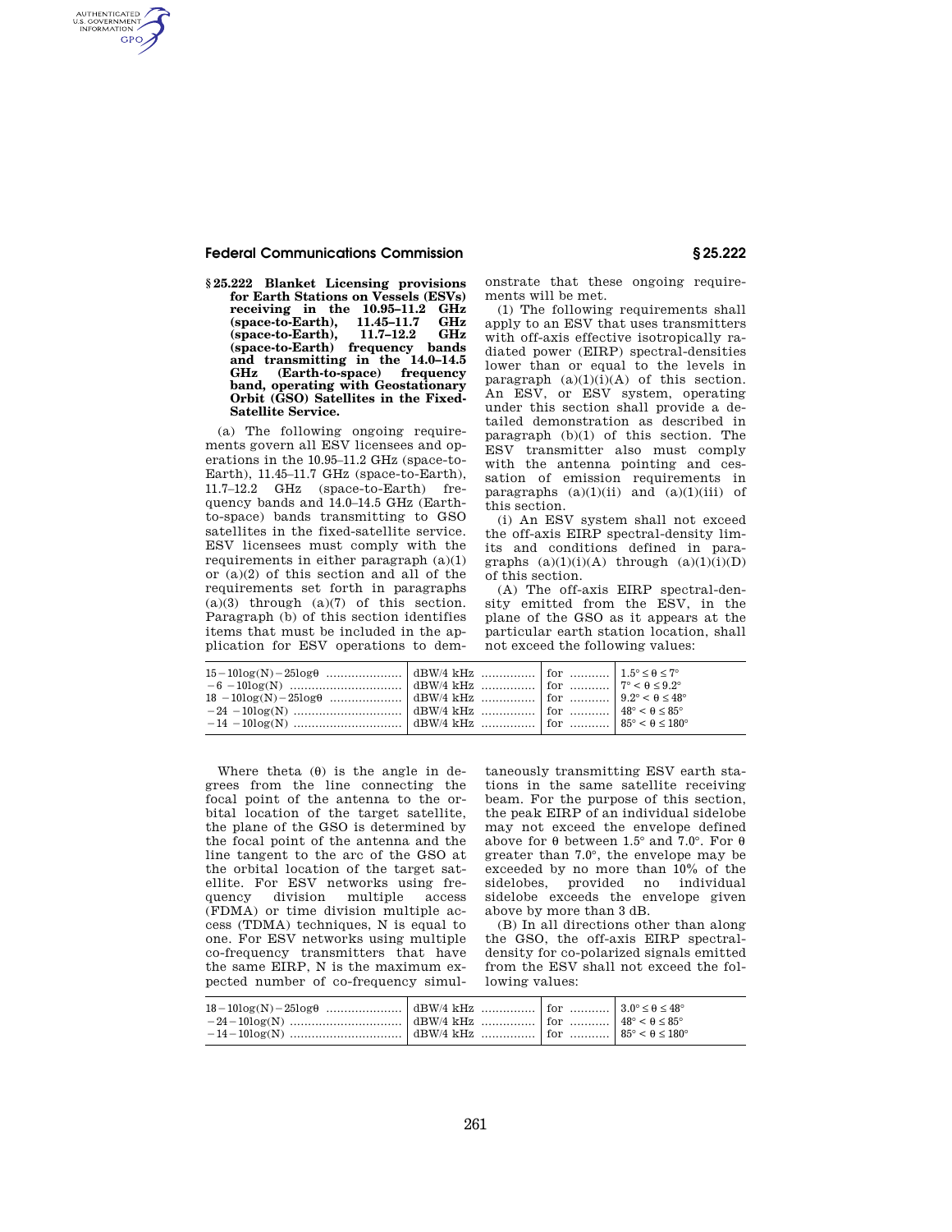## § 25.222 Blanket Licensing provisions for Earth Stations on Vessels (ESVs) receiving in the 10.95–11.2 GHz (space-to-Earth), 11.45–11.7 GHz (space-to-Earth), 11.7–12.2 GHz (space-to-Earth) frequency bands and transmitting in the 14.0–14.5 GHz (Earth-to-space) frequency band, operating with Geostationary Orbit (GSO) Satellites in the Fixed-Satellite Service.

(a) The following ongoing requirements govern all ESV licensees and operations in the 10.95–11.2 GHz (space-to-Earth), 11.45–11.7 GHz (space-to-Earth), 11.7–12.2 GHz (space-to-Earth) frequency bands and 14.0–14.5 GHz (Earth-to-space) bands transmitting to GSO satellites in the fixed-satellite service. ESV licensees must comply with the requirements in either paragraph (a)(1) or (a)(2) of this section and all of the requirements set forth in paragraphs (a)(3) through (a)(7) of this section. Paragraph (b) of this section identifies items that must be included in the application for ESV operations to demonstrate that these ongoing requirements will be met.

(1) The following requirements shall apply to an ESV that uses transmitters with off-axis effective isotropically radiated power (EIRP) spectral-densities lower than or equal to the levels in paragraph (a)(1)(i)(A) of this section. An ESV, or ESV system, operating under this section shall provide a detailed demonstration as described in paragraph (b)(1) of this section. The ESV transmitter also must comply with the antenna pointing and cessation of emission requirements in paragraphs (a)(1)(ii) and (a)(1)(iii) of this section.

(i) An ESV system shall not exceed the off-axis EIRP spectral-density limits and conditions defined in paragraphs (a)(1)(i)(A) through (a)(1)(i)(D) of this section.

(A) The off-axis EIRP spectral-density emitted from the ESV, in the plane of the GSO as it appears at the particular earth station location, shall not exceed the following values:

| | | | |
|---|---|---|---|
| $15 - 10\log(N) - 25\log\theta$ | dBW/4 kHz | for | $1.5° \leq \theta \leq 7°$ |
| $-6 - 10\log(N)$ | dBW/4 kHz | for | $7° < \theta \leq 9.2°$ |
| $18 - 10\log(N) - 25\log\theta$ | dBW/4 kHz | for | $9.2° < \theta \leq 48°$ |
| $-24 - 10\log(N)$ | dBW/4 kHz | for | $48° < \theta \leq 85°$ |
| $-14 - 10\log(N)$ | dBW/4 kHz | for | $85° < \theta \leq 180°$ |

Where theta (θ) is the angle in degrees from the line connecting the focal point of the antenna to the orbital location of the target satellite, the plane of the GSO is determined by the focal point of the antenna and the line tangent to the arc of the GSO at the orbital location of the target satellite. For ESV networks using frequency division multiple access (FDMA) or time division multiple access (TDMA) techniques, N is equal to one. For ESV networks using multiple co-frequency transmitters that have the same EIRP, N is the maximum expected number of co-frequency simultaneously transmitting ESV earth stations in the same satellite receiving beam. For the purpose of this section, the peak EIRP of an individual sidelobe may not exceed the envelope defined above for θ between 1.5° and 7.0°. For θ greater than 7.0°, the envelope may be exceeded by no more than 10% of the sidelobes, provided no individual sidelobe exceeds the envelope given above by more than 3 dB.

(B) In all directions other than along the GSO, the off-axis EIRP spectral-density for co-polarized signals emitted from the ESV shall not exceed the following values:

| | | | |
|---|---|---|---|
| $18 - 10\log(N) - 25\log\theta$ | dBW/4 kHz | for | $3.0° \leq \theta \leq 48°$ |
| $-24 - 10\log(N)$ | dBW/4 kHz | for | $48° < \theta \leq 85°$ |
| $-14 - 10\log(N)$ | dBW/4 kHz | for | $85° < \theta \leq 180°$ |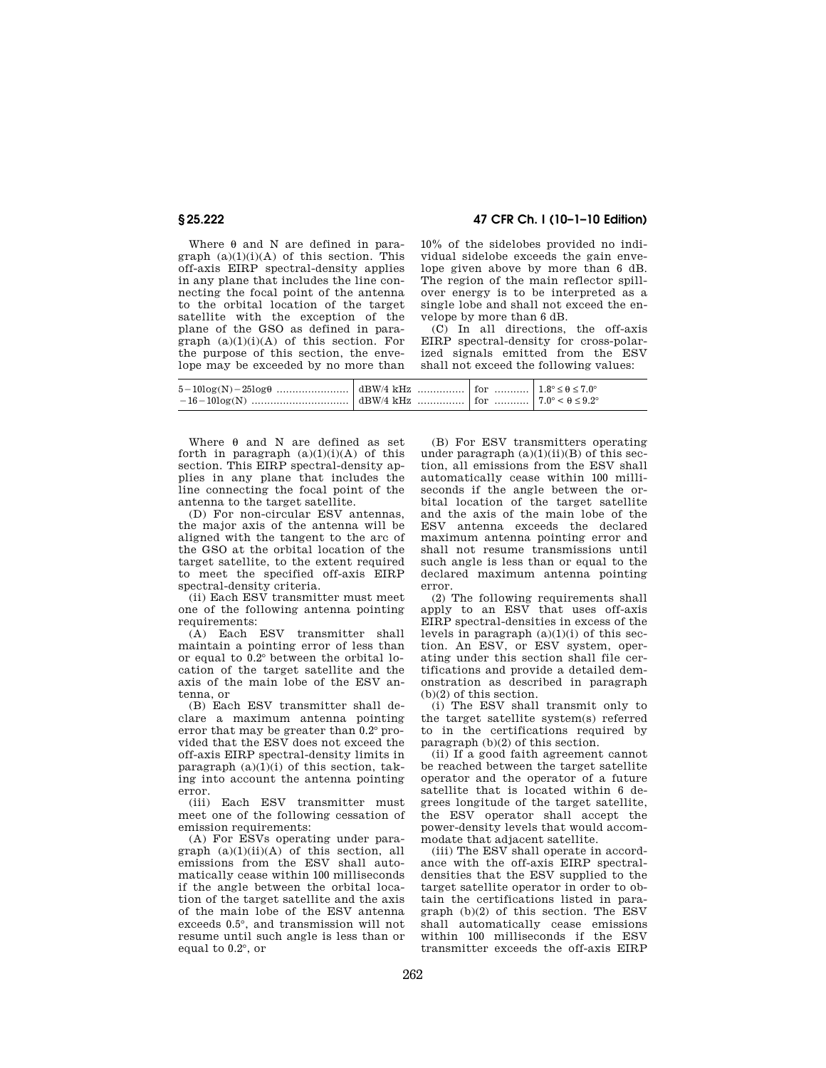Where θ and N are defined in paragraph (a)(1)(i)(A) of this section. This off-axis EIRP spectral-density applies in any plane that includes the line connecting the focal point of the antenna to the orbital location of the target satellite with the exception of the plane of the GSO as defined in paragraph (a)(1)(i)(A) of this section. For the purpose of this section, the envelope may be exceeded by no more than 10% of the sidelobes provided no individual sidelobe exceeds the gain envelope given above by more than 6 dB. The region of the main reflector spillover energy is to be interpreted as a single lobe and shall not exceed the envelope by more than 6 dB.

(C) In all directions, the off-axis EIRP spectral-density for cross-polarized signals emitted from the ESV shall not exceed the following values:

| | | | |
|---|---|---|---|
| $5 - 10\log(N) - 25\log\theta$ | dBW/4 kHz | for | $1.8° \leq \theta \leq 7.0°$ |
| $-16 - 10\log(N)$ | dBW/4 kHz | for | $7.0° < \theta \leq 9.2°$ |

Where θ and N are defined as set forth in paragraph (a)(1)(i)(A) of this section. This EIRP spectral-density applies in any plane that includes the line connecting the focal point of the antenna to the target satellite.

(D) For non-circular ESV antennas, the major axis of the antenna will be aligned with the tangent to the arc of the GSO at the orbital location of the target satellite, to the extent required to meet the specified off-axis EIRP spectral-density criteria.

(ii) Each ESV transmitter must meet one of the following antenna pointing requirements:

(A) Each ESV transmitter shall maintain a pointing error of less than or equal to 0.2° between the orbital location of the target satellite and the axis of the main lobe of the ESV antenna, or

(B) Each ESV transmitter shall declare a maximum antenna pointing error that may be greater than 0.2° provided that the ESV does not exceed the off-axis EIRP spectral-density limits in paragraph (a)(1)(i) of this section, taking into account the antenna pointing error.

(iii) Each ESV transmitter must meet one of the following cessation of emission requirements:

(A) For ESVs operating under paragraph (a)(1)(ii)(A) of this section, all emissions from the ESV shall automatically cease within 100 milliseconds if the angle between the orbital location of the target satellite and the axis of the main lobe of the ESV antenna exceeds 0.5°, and transmission will not resume until such angle is less than or equal to 0.2°, or

(B) For ESV transmitters operating under paragraph (a)(1)(ii)(B) of this section, all emissions from the ESV shall automatically cease within 100 milliseconds if the angle between the orbital location of the target satellite and the axis of the main lobe of the ESV antenna exceeds the declared maximum antenna pointing error and shall not resume transmissions until such angle is less than or equal to the declared maximum antenna pointing error.

(2) The following requirements shall apply to an ESV that uses off-axis EIRP spectral-densities in excess of the levels in paragraph (a)(1)(i) of this section. An ESV, or ESV system, operating under this section shall file certifications and provide a detailed demonstration as described in paragraph (b)(2) of this section.

(i) The ESV shall transmit only to the target satellite system(s) referred to in the certifications required by paragraph (b)(2) of this section.

(ii) If a good faith agreement cannot be reached between the target satellite operator and the operator of a future satellite that is located within 6 degrees longitude of the target satellite, the ESV operator shall accept the power-density levels that would accommodate that adjacent satellite.

(iii) The ESV shall operate in accordance with the off-axis EIRP spectral-densities that the ESV supplied to the target satellite operator in order to obtain the certifications listed in paragraph (b)(2) of this section. The ESV shall automatically cease emissions within 100 milliseconds if the ESV transmitter exceeds the off-axis EIRP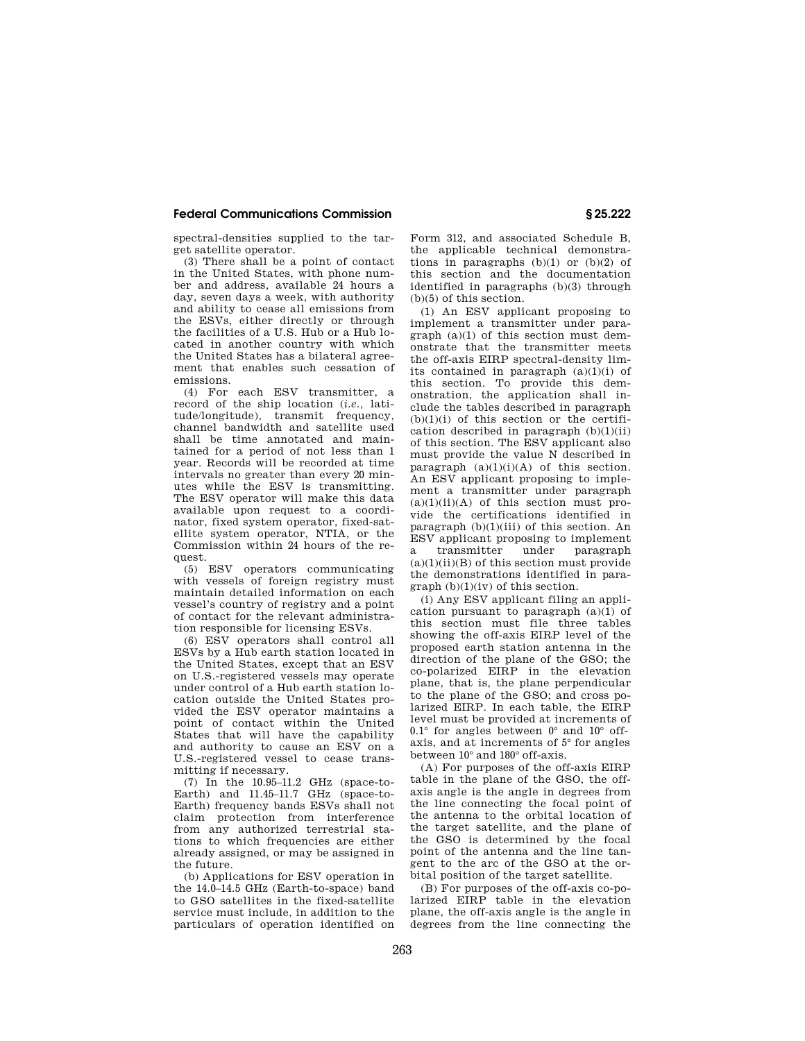spectral-densities supplied to the target satellite operator.

(3) There shall be a point of contact in the United States, with phone number and address, available 24 hours a day, seven days a week, with authority and ability to cease all emissions from the ESVs, either directly or through the facilities of a U.S. Hub or a Hub located in another country with which the United States has a bilateral agreement that enables such cessation of emissions.

(4) For each ESV transmitter, a record of the ship location (*i.e.*, latitude/longitude), transmit frequency, channel bandwidth and satellite used shall be time annotated and maintained for a period of not less than 1 year. Records will be recorded at time intervals no greater than every 20 minutes while the ESV is transmitting. The ESV operator will make this data available upon request to a coordinator, fixed system operator, fixed-satellite system operator, NTIA, or the Commission within 24 hours of the request.

(5) ESV operators communicating with vessels of foreign registry must maintain detailed information on each vessel's country of registry and a point of contact for the relevant administration responsible for licensing ESVs.

(6) ESV operators shall control all ESVs by a Hub earth station located in the United States, except that an ESV on U.S.-registered vessels may operate under control of a Hub earth station location outside the United States provided the ESV operator maintains a point of contact within the United States that will have the capability and authority to cause an ESV on a U.S.-registered vessel to cease transmitting if necessary.

(7) In the 10.95–11.2 GHz (space-to-Earth) and 11.45–11.7 GHz (space-to-Earth) frequency bands ESVs shall not claim protection from interference from any authorized terrestrial stations to which frequencies are either already assigned, or may be assigned in the future.

(b) Applications for ESV operation in the 14.0–14.5 GHz (Earth-to-space) band to GSO satellites in the fixed-satellite service must include, in addition to the particulars of operation identified on Form 312, and associated Schedule B, the applicable technical demonstrations in paragraphs (b)(1) or (b)(2) of this section and the documentation identified in paragraphs (b)(3) through (b)(5) of this section.

(1) An ESV applicant proposing to implement a transmitter under paragraph (a)(1) of this section must demonstrate that the transmitter meets the off-axis EIRP spectral-density limits contained in paragraph (a)(1)(i) of this section. To provide this demonstration, the application shall include the tables described in paragraph (b)(1)(i) of this section or the certification described in paragraph (b)(1)(ii) of this section. The ESV applicant also must provide the value N described in paragraph (a)(1)(i)(A) of this section. An ESV applicant proposing to implement a transmitter under paragraph (a)(1)(ii)(A) of this section must provide the certifications identified in paragraph (b)(1)(iii) of this section. An ESV applicant proposing to implement a transmitter under paragraph (a)(1)(ii)(B) of this section must provide the demonstrations identified in paragraph (b)(1)(iv) of this section.

(i) Any ESV applicant filing an application pursuant to paragraph (a)(1) of this section must file three tables showing the off-axis EIRP level of the proposed earth station antenna in the direction of the plane of the GSO; the co-polarized EIRP in the elevation plane, that is, the plane perpendicular to the plane of the GSO; and cross polarized EIRP. In each table, the EIRP level must be provided at increments of 0.1° for angles between 0° and 10° off-axis, and at increments of 5° for angles between 10° and 180° off-axis.

(A) For purposes of the off-axis EIRP table in the plane of the GSO, the off-axis angle is the angle in degrees from the line connecting the focal point of the antenna to the orbital location of the target satellite, and the plane of the GSO is determined by the focal point of the antenna and the line tangent to the arc of the GSO at the orbital position of the target satellite.

(B) For purposes of the off-axis co-polarized EIRP table in the elevation plane, the off-axis angle is the angle in degrees from the line connecting the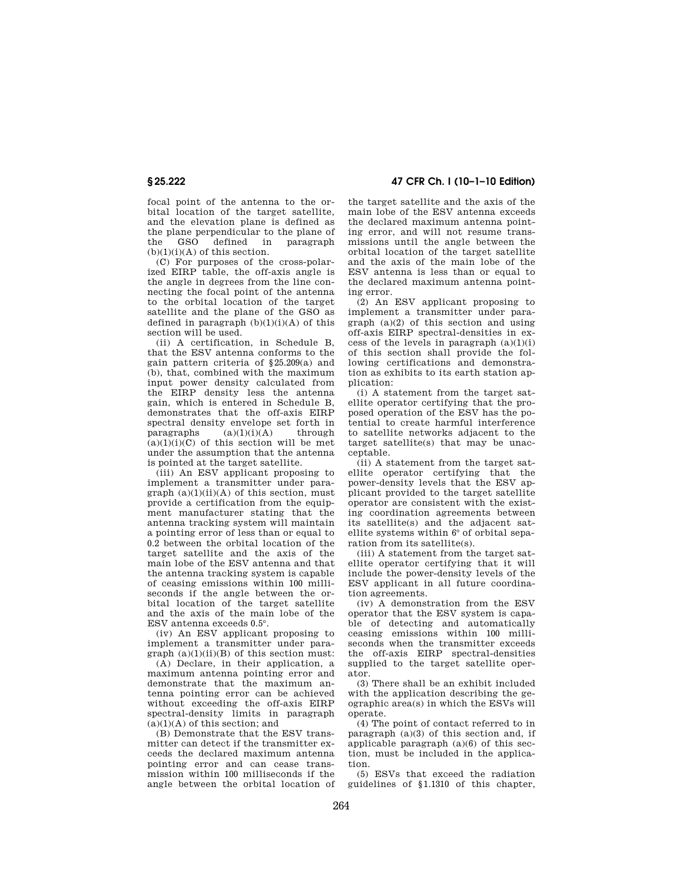focal point of the antenna to the orbital location of the target satellite, and the elevation plane is defined as the plane perpendicular to the plane of the GSO defined in paragraph (b)(1)(i)(A) of this section.

(C) For purposes of the cross-polarized EIRP table, the off-axis angle is the angle in degrees from the line connecting the focal point of the antenna to the orbital location of the target satellite and the plane of the GSO as defined in paragraph (b)(1)(i)(A) of this section will be used.

(ii) A certification, in Schedule B, that the ESV antenna conforms to the gain pattern criteria of §25.209(a) and (b), that, combined with the maximum input power density calculated from the EIRP density less the antenna gain, which is entered in Schedule B, demonstrates that the off-axis EIRP spectral density envelope set forth in paragraphs (a)(1)(i)(A) through (a)(1)(i)(C) of this section will be met under the assumption that the antenna is pointed at the target satellite.

(iii) An ESV applicant proposing to implement a transmitter under paragraph (a)(1)(ii)(A) of this section, must provide a certification from the equipment manufacturer stating that the antenna tracking system will maintain a pointing error of less than or equal to 0.2 between the orbital location of the target satellite and the axis of the main lobe of the ESV antenna and that the antenna tracking system is capable of ceasing emissions within 100 milliseconds if the angle between the orbital location of the target satellite and the axis of the main lobe of the ESV antenna exceeds 0.5°.

(iv) An ESV applicant proposing to implement a transmitter under paragraph (a)(1)(ii)(B) of this section must:

(A) Declare, in their application, a maximum antenna pointing error and demonstrate that the maximum antenna pointing error can be achieved without exceeding the off-axis EIRP spectral-density limits in paragraph (a)(1)(A) of this section; and

(B) Demonstrate that the ESV transmitter can detect if the transmitter exceeds the declared maximum antenna pointing error and can cease transmission within 100 milliseconds if the angle between the orbital location of the target satellite and the axis of the main lobe of the ESV antenna exceeds the declared maximum antenna pointing error, and will not resume transmissions until the angle between the orbital location of the target satellite and the axis of the main lobe of the ESV antenna is less than or equal to the declared maximum antenna pointing error.

(2) An ESV applicant proposing to implement a transmitter under paragraph (a)(2) of this section and using off-axis EIRP spectral-densities in excess of the levels in paragraph (a)(1)(i) of this section shall provide the following certifications and demonstration as exhibits to its earth station application:

(i) A statement from the target satellite operator certifying that the proposed operation of the ESV has the potential to create harmful interference to satellite networks adjacent to the target satellite(s) that may be unacceptable.

(ii) A statement from the target satellite operator certifying that the power-density levels that the ESV applicant provided to the target satellite operator are consistent with the existing coordination agreements between its satellite(s) and the adjacent satellite systems within 6° of orbital separation from its satellite(s).

(iii) A statement from the target satellite operator certifying that it will include the power-density levels of the ESV applicant in all future coordination agreements.

(iv) A demonstration from the ESV operator that the ESV system is capable of detecting and automatically ceasing emissions within 100 milliseconds when the transmitter exceeds the off-axis EIRP spectral-densities supplied to the target satellite operator.

(3) There shall be an exhibit included with the application describing the geographic area(s) in which the ESVs will operate.

(4) The point of contact referred to in paragraph (a)(3) of this section and, if applicable paragraph (a)(6) of this section, must be included in the application.

(5) ESVs that exceed the radiation guidelines of §1.1310 of this chapter,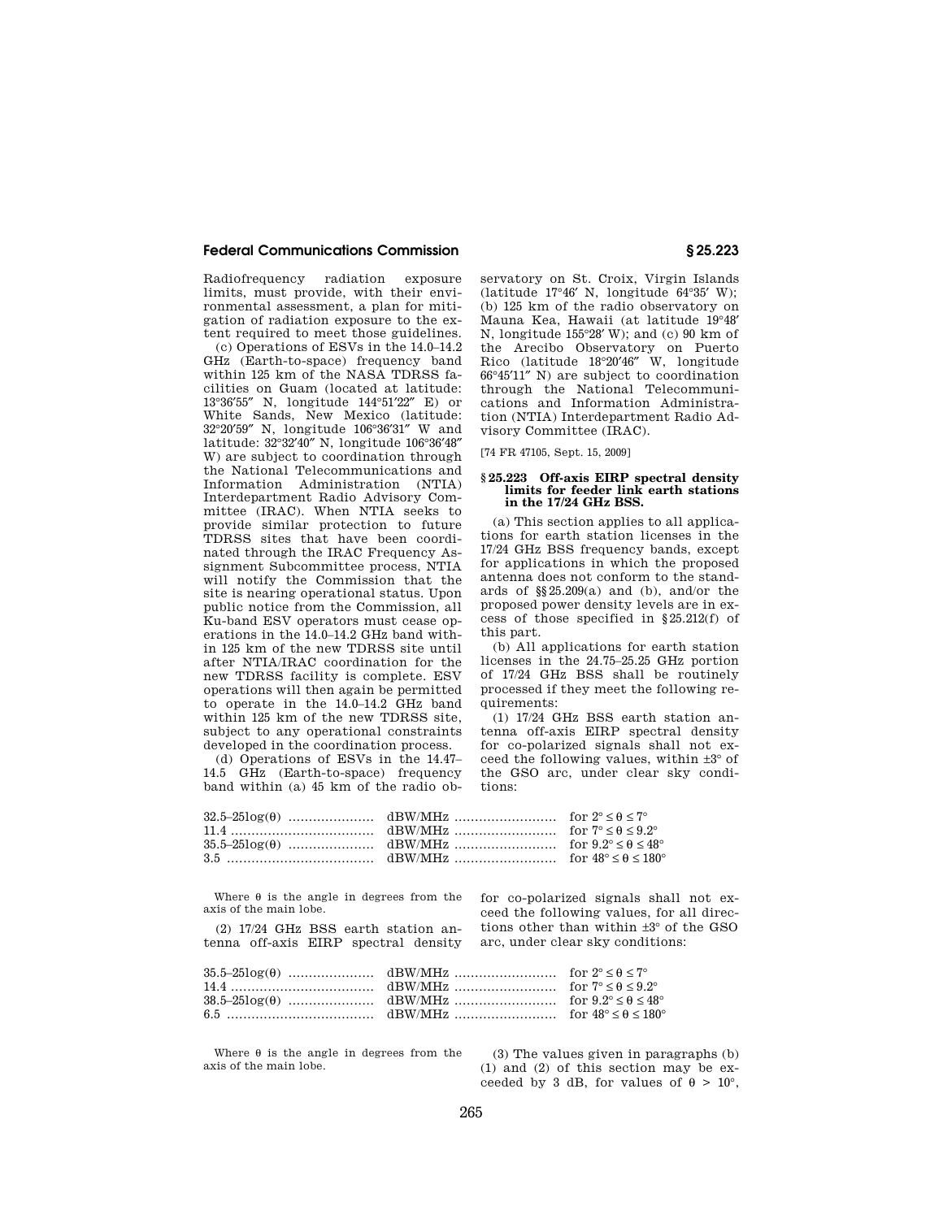Radiofrequency radiation exposure limits, must provide, with their environmental assessment, a plan for mitigation of radiation exposure to the extent required to meet those guidelines.

(c) Operations of ESVs in the 14.0–14.2 GHz (Earth-to-space) frequency band within 125 km of the NASA TDRSS facilities on Guam (located at latitude: 13°36′55″ N, longitude 144°51′22″ E) or White Sands, New Mexico (latitude: 32°20′59″ N, longitude 106°36′31″ W and latitude: 32°32′40″ N, longitude 106°36′48″ W) are subject to coordination through the National Telecommunications and Information Administration (NTIA) Interdepartment Radio Advisory Committee (IRAC). When NTIA seeks to provide similar protection to future TDRSS sites that have been coordinated through the IRAC Frequency Assignment Subcommittee process, NTIA will notify the Commission that the site is nearing operational status. Upon public notice from the Commission, all Ku-band ESV operators must cease operations in the 14.0–14.2 GHz band within 125 km of the new TDRSS site until after NTIA/IRAC coordination for the new TDRSS facility is complete. ESV operations will then again be permitted to operate in the 14.0–14.2 GHz band within 125 km of the new TDRSS site, subject to any operational constraints developed in the coordination process.

(d) Operations of ESVs in the 14.47–14.5 GHz (Earth-to-space) frequency band within (a) 45 km of the radio observatory on St. Croix, Virgin Islands (latitude 17°46′ N, longitude 64°35′ W); (b) 125 km of the radio observatory on Mauna Kea, Hawaii (at latitude 19°48′ N, longitude 155°28′ W); and (c) 90 km of the Arecibo Observatory on Puerto Rico (latitude 18°20′46″ W, longitude 66°45′11″ N) are subject to coordination through the National Telecommunications and Information Administration (NTIA) Interdepartment Radio Advisory Committee (IRAC).

[74 FR 47105, Sept. 15, 2009]

## § 25.223 Off-axis EIRP spectral density limits for feeder link earth stations in the 17/24 GHz BSS.

(a) This section applies to all applications for earth station licenses in the 17/24 GHz BSS frequency bands, except for applications in which the proposed antenna does not conform to the standards of §§ 25.209(a) and (b), and/or the proposed power density levels are in excess of those specified in § 25.212(f) of this part.

(b) All applications for earth station licenses in the 24.75–25.25 GHz portion of 17/24 GHz BSS shall be routinely processed if they meet the following requirements:

(1) 17/24 GHz BSS earth station antenna off-axis EIRP spectral density for co-polarized signals shall not exceed the following values, within ±3° of the GSO arc, under clear sky conditions:

| | | |
|---|---|---|
| $32.5–25\log(\theta)$ | dBW/MHz | for $2° \leq \theta \leq 7°$ |
| 11.4 | dBW/MHz | for $7° \leq \theta \leq 9.2°$ |
| $35.5–25\log(\theta)$ | dBW/MHz | for $9.2° \leq \theta \leq 48°$ |
| 3.5 | dBW/MHz | for $48° \leq \theta \leq 180°$ |

Where θ is the angle in degrees from the axis of the main lobe.

(2) 17/24 GHz BSS earth station antenna off-axis EIRP spectral density for co-polarized signals shall not exceed the following values, for all directions other than within ±3° of the GSO arc, under clear sky conditions:

| | | |
|---|---|---|
| $35.5–25\log(\theta)$ | dBW/MHz | for $2° \leq \theta \leq 7°$ |
| 14.4 | dBW/MHz | for $7° \leq \theta \leq 9.2°$ |
| $38.5–25\log(\theta)$ | dBW/MHz | for $9.2° \leq \theta \leq 48°$ |
| 6.5 | dBW/MHz | for $48° \leq \theta \leq 180°$ |

Where θ is the angle in degrees from the axis of the main lobe.

(3) The values given in paragraphs (b) (1) and (2) of this section may be exceeded by 3 dB, for values of $\theta > 10°$,